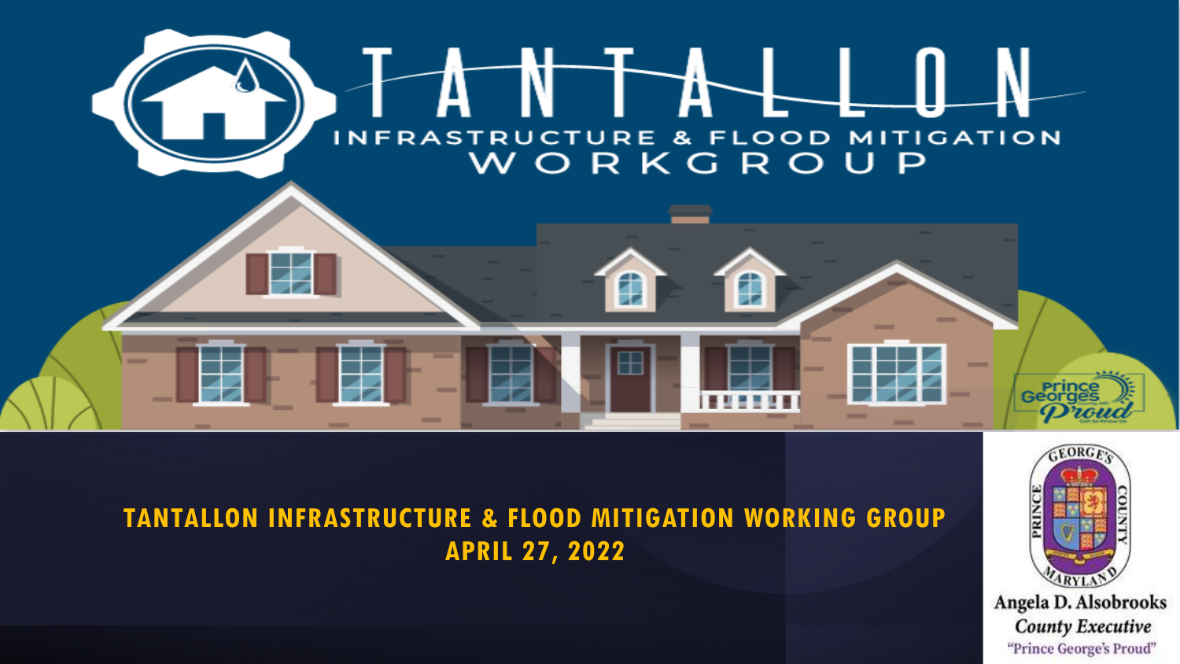# TANTALLON

## INFRASTRUCTURE & FLOOD MITIGATION WORKGROUP

**TANTALLON INFRASTRUCTURE & FLOOD MITIGATION WORKING GROUP**
**APRIL 27, 2022**

Angela D. Alsobrooks
*County Executive*
"Prince George's Proud"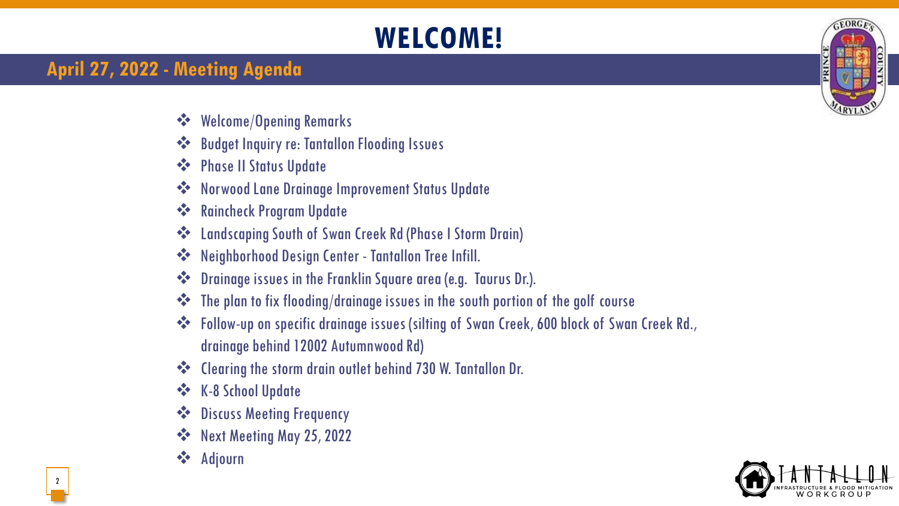# WELCOME!

## April 27, 2022 - Meeting Agenda

- Welcome/Opening Remarks
- Budget Inquiry re: Tantallon Flooding Issues
- Phase II Status Update
- Norwood Lane Drainage Improvement Status Update
- Raincheck Program Update
- Landscaping South of Swan Creek Rd (Phase I Storm Drain)
- Neighborhood Design Center - Tantallon Tree Infill.
- Drainage issues in the Franklin Square area (e.g. Taurus Dr.).
- The plan to fix flooding/drainage issues in the south portion of the golf course
- Follow-up on specific drainage issues (silting of Swan Creek, 600 block of Swan Creek Rd., drainage behind 12002 Autumnwood Rd)
- Clearing the storm drain outlet behind 730 W. Tantallon Dr.
- K-8 School Update
- Discuss Meeting Frequency
- Next Meeting May 25, 2022
- Adjourn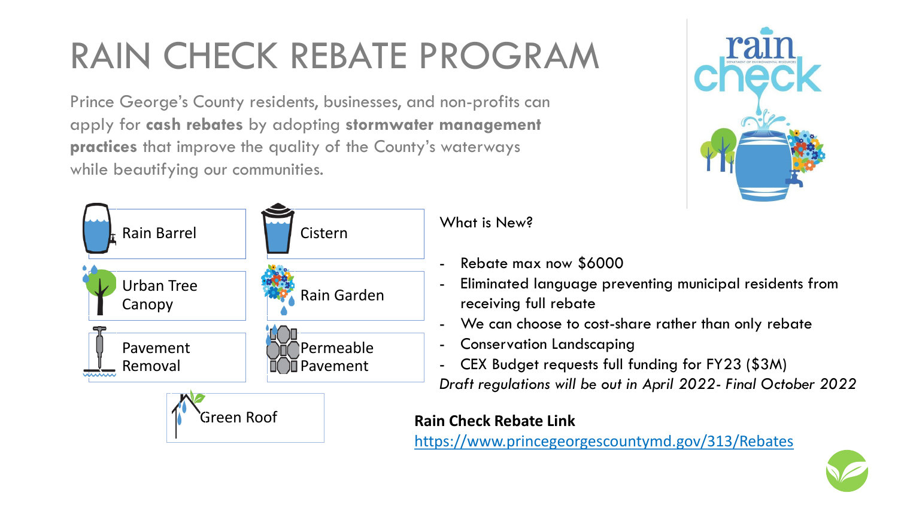# RAIN CHECK REBATE PROGRAM

Prince George's County residents, businesses, and non-profits can apply for **cash rebates** by adopting **stormwater management practices** that improve the quality of the County's waterways while beautifying our communities.

- Rain Barrel
- Cistern
- Urban Tree Canopy
- Rain Garden
- Pavement Removal
- Permeable Pavement
- Green Roof

What is New?

- Rebate max now $6000
- Eliminated language preventing municipal residents from receiving full rebate
- We can choose to cost-share rather than only rebate
- Conservation Landscaping
- CEX Budget requests full funding for FY23 ($3M)

*Draft regulations will be out in April 2022- Final October 2022*

**Rain Check Rebate Link**

https://www.princegeorgescountymd.gov/313/Rebates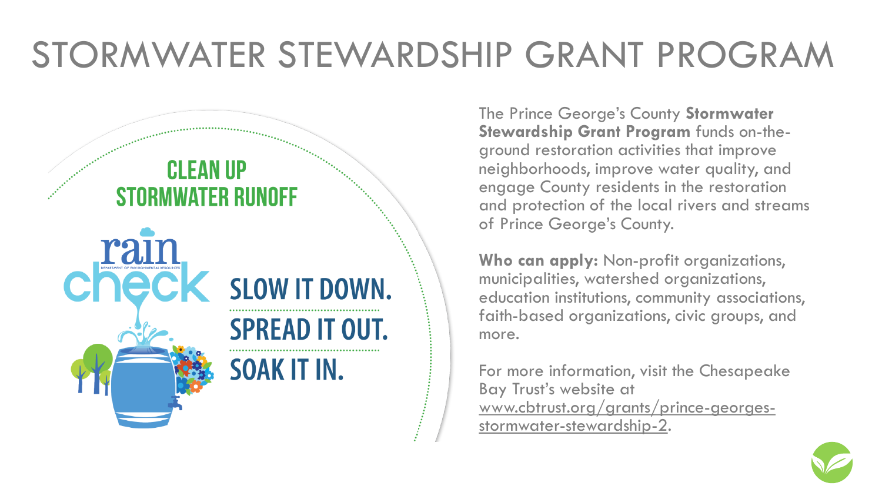# STORMWATER STEWARDSHIP GRANT PROGRAM

CLEAN UP STORMWATER RUNOFF

rain check

DEPARTMENT OF ENVIRONMENTAL RESOURCES

SLOW IT DOWN.

SPREAD IT OUT.

SOAK IT IN.

The Prince George's County **Stormwater Stewardship Grant Program** funds on-the-ground restoration activities that improve neighborhoods, improve water quality, and engage County residents in the restoration and protection of the local rivers and streams of Prince George's County.

**Who can apply:** Non-profit organizations, municipalities, watershed organizations, education institutions, community associations, faith-based organizations, civic groups, and more.

For more information, visit the Chesapeake Bay Trust's website at www.cbtrust.org/grants/prince-georges-stormwater-stewardship-2.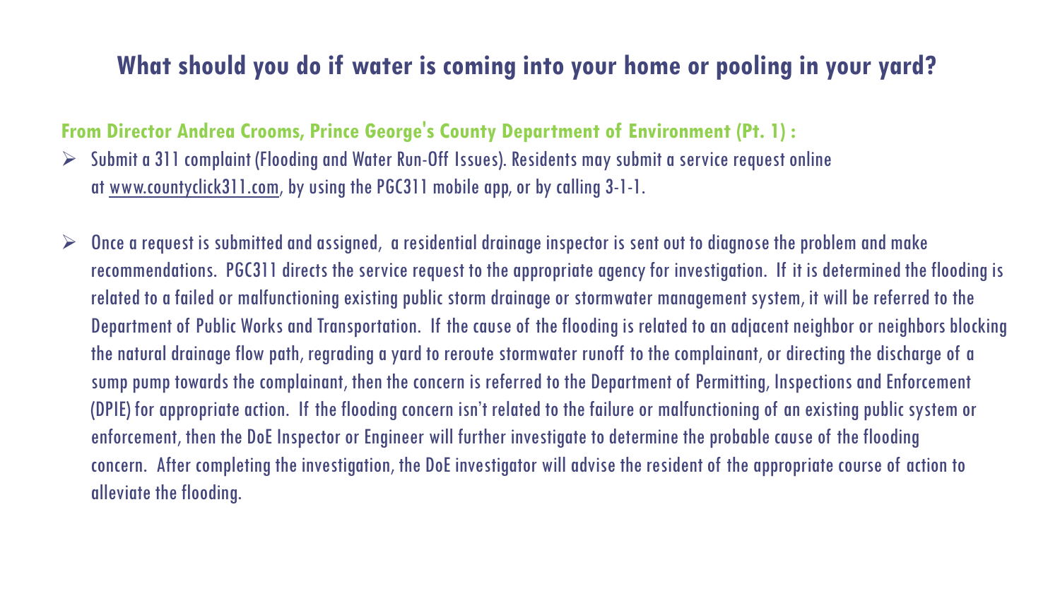## What should you do if water is coming into your home or pooling in your yard?

**From Director Andrea Crooms, Prince George's County Department of Environment (Pt. 1) :**

- Submit a 311 complaint (Flooding and Water Run-Off Issues). Residents may submit a service request online at www.countyclick311.com, by using the PGC311 mobile app, or by calling 3-1-1.
- Once a request is submitted and assigned, a residential drainage inspector is sent out to diagnose the problem and make recommendations. PGC311 directs the service request to the appropriate agency for investigation. If it is determined the flooding is related to a failed or malfunctioning existing public storm drainage or stormwater management system, it will be referred to the Department of Public Works and Transportation. If the cause of the flooding is related to an adjacent neighbor or neighbors blocking the natural drainage flow path, regrading a yard to reroute stormwater runoff to the complainant, or directing the discharge of a sump pump towards the complainant, then the concern is referred to the Department of Permitting, Inspections and Enforcement (DPIE) for appropriate action. If the flooding concern isn't related to the failure or malfunctioning of an existing public system or enforcement, then the DoE Inspector or Engineer will further investigate to determine the probable cause of the flooding concern. After completing the investigation, the DoE investigator will advise the resident of the appropriate course of action to alleviate the flooding.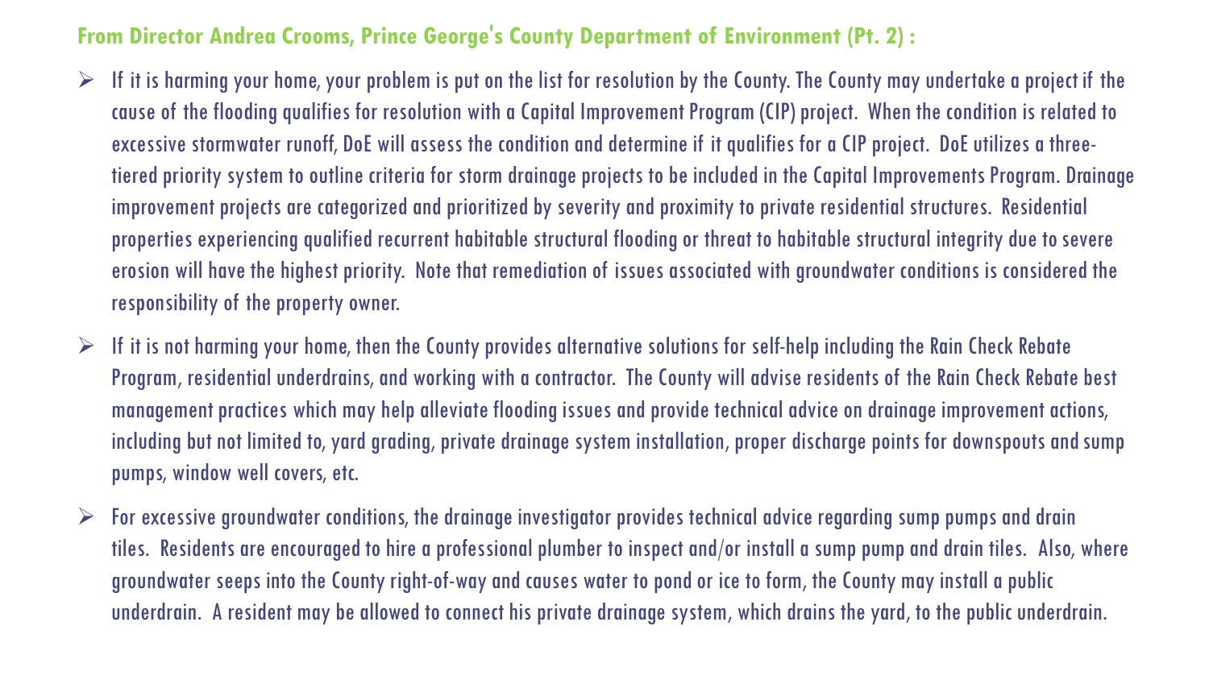## From Director Andrea Crooms, Prince George's County Department of Environment (Pt. 2) :

- If it is harming your home, your problem is put on the list for resolution by the County. The County may undertake a project if the cause of the flooding qualifies for resolution with a Capital Improvement Program (CIP) project. When the condition is related to excessive stormwater runoff, DoE will assess the condition and determine if it qualifies for a CIP project. DoE utilizes a three-tiered priority system to outline criteria for storm drainage projects to be included in the Capital Improvements Program. Drainage improvement projects are categorized and prioritized by severity and proximity to private residential structures. Residential properties experiencing qualified recurrent habitable structural flooding or threat to habitable structural integrity due to severe erosion will have the highest priority. Note that remediation of issues associated with groundwater conditions is considered the responsibility of the property owner.
- If it is not harming your home, then the County provides alternative solutions for self-help including the Rain Check Rebate Program, residential underdrains, and working with a contractor. The County will advise residents of the Rain Check Rebate best management practices which may help alleviate flooding issues and provide technical advice on drainage improvement actions, including but not limited to, yard grading, private drainage system installation, proper discharge points for downspouts and sump pumps, window well covers, etc.
- For excessive groundwater conditions, the drainage investigator provides technical advice regarding sump pumps and drain tiles. Residents are encouraged to hire a professional plumber to inspect and/or install a sump pump and drain tiles. Also, where groundwater seeps into the County right-of-way and causes water to pond or ice to form, the County may install a public underdrain. A resident may be allowed to connect his private drainage system, which drains the yard, to the public underdrain.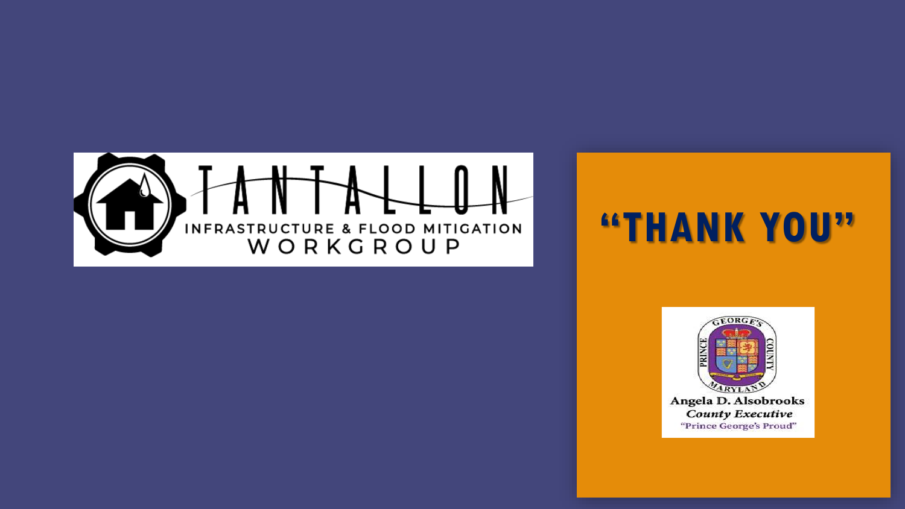TANTALLON

INFRASTRUCTURE & FLOOD MITIGATION WORKGROUP

# "THANK YOU"

Prince George's County Maryland

**Angela D. Alsobrooks**

***County Executive***

"Prince George's Proud"